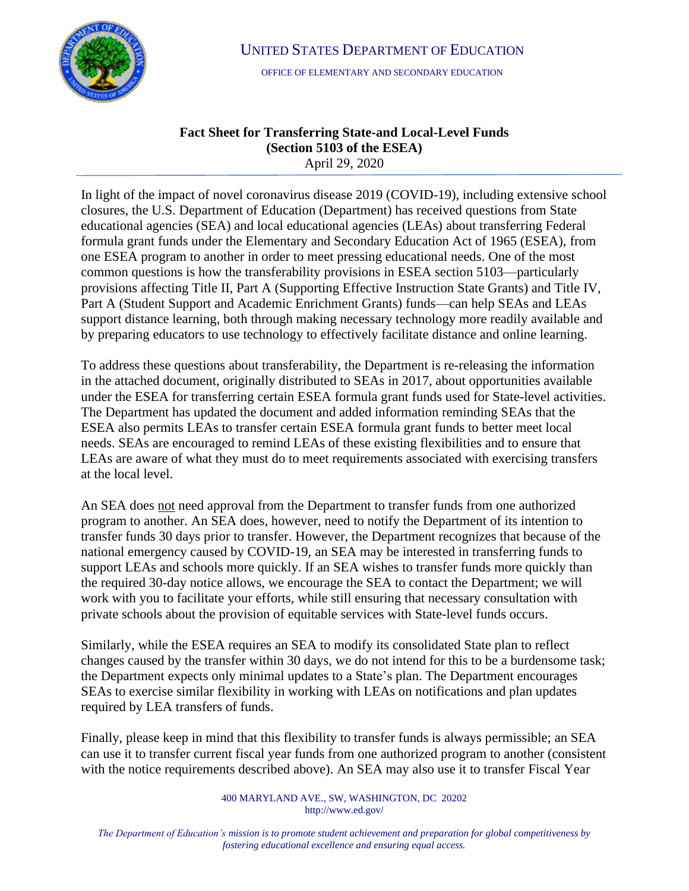UNITED STATES DEPARTMENT OF EDUCATION

OFFICE OF ELEMENTARY AND SECONDARY EDUCATION

**Fact Sheet for Transferring State-and Local-Level Funds**
**(Section 5103 of the ESEA)**
April 29, 2020

In light of the impact of novel coronavirus disease 2019 (COVID-19), including extensive school closures, the U.S. Department of Education (Department) has received questions from State educational agencies (SEA) and local educational agencies (LEAs) about transferring Federal formula grant funds under the Elementary and Secondary Education Act of 1965 (ESEA), from one ESEA program to another in order to meet pressing educational needs. One of the most common questions is how the transferability provisions in ESEA section 5103—particularly provisions affecting Title II, Part A (Supporting Effective Instruction State Grants) and Title IV, Part A (Student Support and Academic Enrichment Grants) funds—can help SEAs and LEAs support distance learning, both through making necessary technology more readily available and by preparing educators to use technology to effectively facilitate distance and online learning.

To address these questions about transferability, the Department is re-releasing the information in the attached document, originally distributed to SEAs in 2017, about opportunities available under the ESEA for transferring certain ESEA formula grant funds used for State-level activities. The Department has updated the document and added information reminding SEAs that the ESEA also permits LEAs to transfer certain ESEA formula grant funds to better meet local needs. SEAs are encouraged to remind LEAs of these existing flexibilities and to ensure that LEAs are aware of what they must do to meet requirements associated with exercising transfers at the local level.

An SEA does not need approval from the Department to transfer funds from one authorized program to another. An SEA does, however, need to notify the Department of its intention to transfer funds 30 days prior to transfer. However, the Department recognizes that because of the national emergency caused by COVID-19, an SEA may be interested in transferring funds to support LEAs and schools more quickly. If an SEA wishes to transfer funds more quickly than the required 30-day notice allows, we encourage the SEA to contact the Department; we will work with you to facilitate your efforts, while still ensuring that necessary consultation with private schools about the provision of equitable services with State-level funds occurs.

Similarly, while the ESEA requires an SEA to modify its consolidated State plan to reflect changes caused by the transfer within 30 days, we do not intend for this to be a burdensome task; the Department expects only minimal updates to a State's plan. The Department encourages SEAs to exercise similar flexibility in working with LEAs on notifications and plan updates required by LEA transfers of funds.

Finally, please keep in mind that this flexibility to transfer funds is always permissible; an SEA can use it to transfer current fiscal year funds from one authorized program to another (consistent with the notice requirements described above). An SEA may also use it to transfer Fiscal Year

400 MARYLAND AVE., SW, WASHINGTON, DC 20202
http://www.ed.gov/

*The Department of Education's mission is to promote student achievement and preparation for global competitiveness by fostering educational excellence and ensuring equal access.*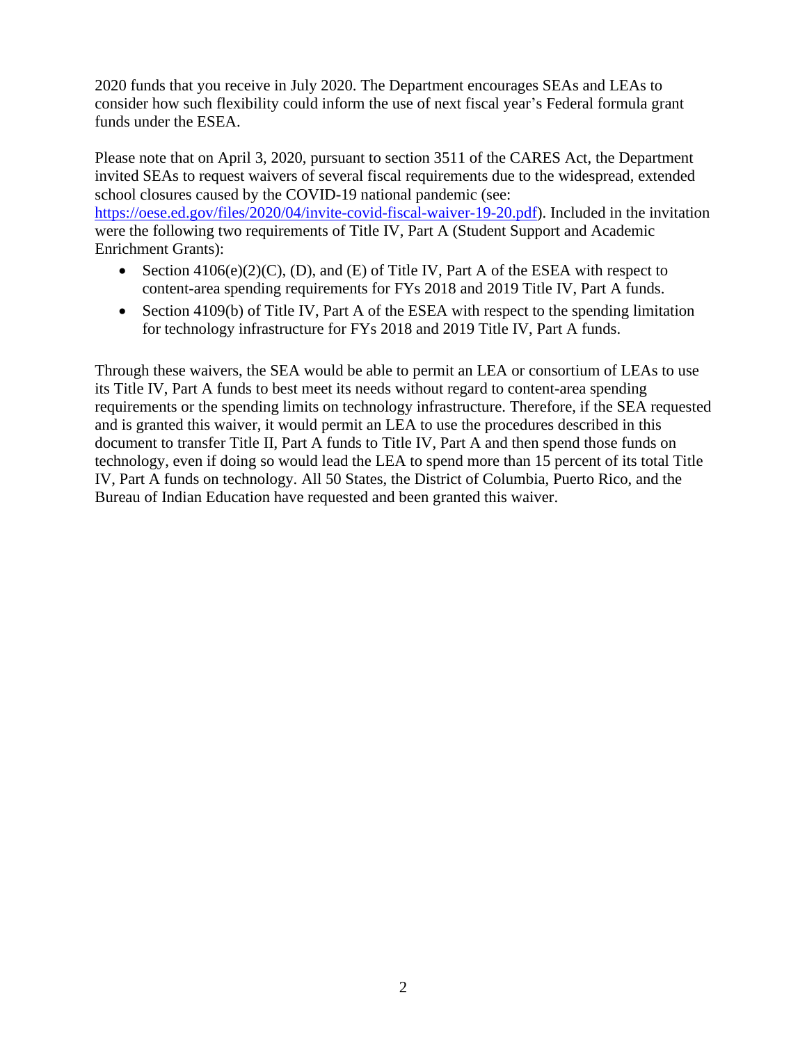2020 funds that you receive in July 2020. The Department encourages SEAs and LEAs to consider how such flexibility could inform the use of next fiscal year's Federal formula grant funds under the ESEA.

Please note that on April 3, 2020, pursuant to section 3511 of the CARES Act, the Department invited SEAs to request waivers of several fiscal requirements due to the widespread, extended school closures caused by the COVID-19 national pandemic (see: [https://oese.ed.gov/files/2020/04/invite-covid-fiscal-waiver-19-20.pdf](https://oese.ed.gov/files/2020/04/invite-covid-fiscal-waiver-19-20.pdf)). Included in the invitation were the following two requirements of Title IV, Part A (Student Support and Academic Enrichment Grants):

- Section 4106(e)(2)(C), (D), and (E) of Title IV, Part A of the ESEA with respect to content-area spending requirements for FYs 2018 and 2019 Title IV, Part A funds.
- Section 4109(b) of Title IV, Part A of the ESEA with respect to the spending limitation for technology infrastructure for FYs 2018 and 2019 Title IV, Part A funds.

Through these waivers, the SEA would be able to permit an LEA or consortium of LEAs to use its Title IV, Part A funds to best meet its needs without regard to content-area spending requirements or the spending limits on technology infrastructure. Therefore, if the SEA requested and is granted this waiver, it would permit an LEA to use the procedures described in this document to transfer Title II, Part A funds to Title IV, Part A and then spend those funds on technology, even if doing so would lead the LEA to spend more than 15 percent of its total Title IV, Part A funds on technology. All 50 States, the District of Columbia, Puerto Rico, and the Bureau of Indian Education have requested and been granted this waiver.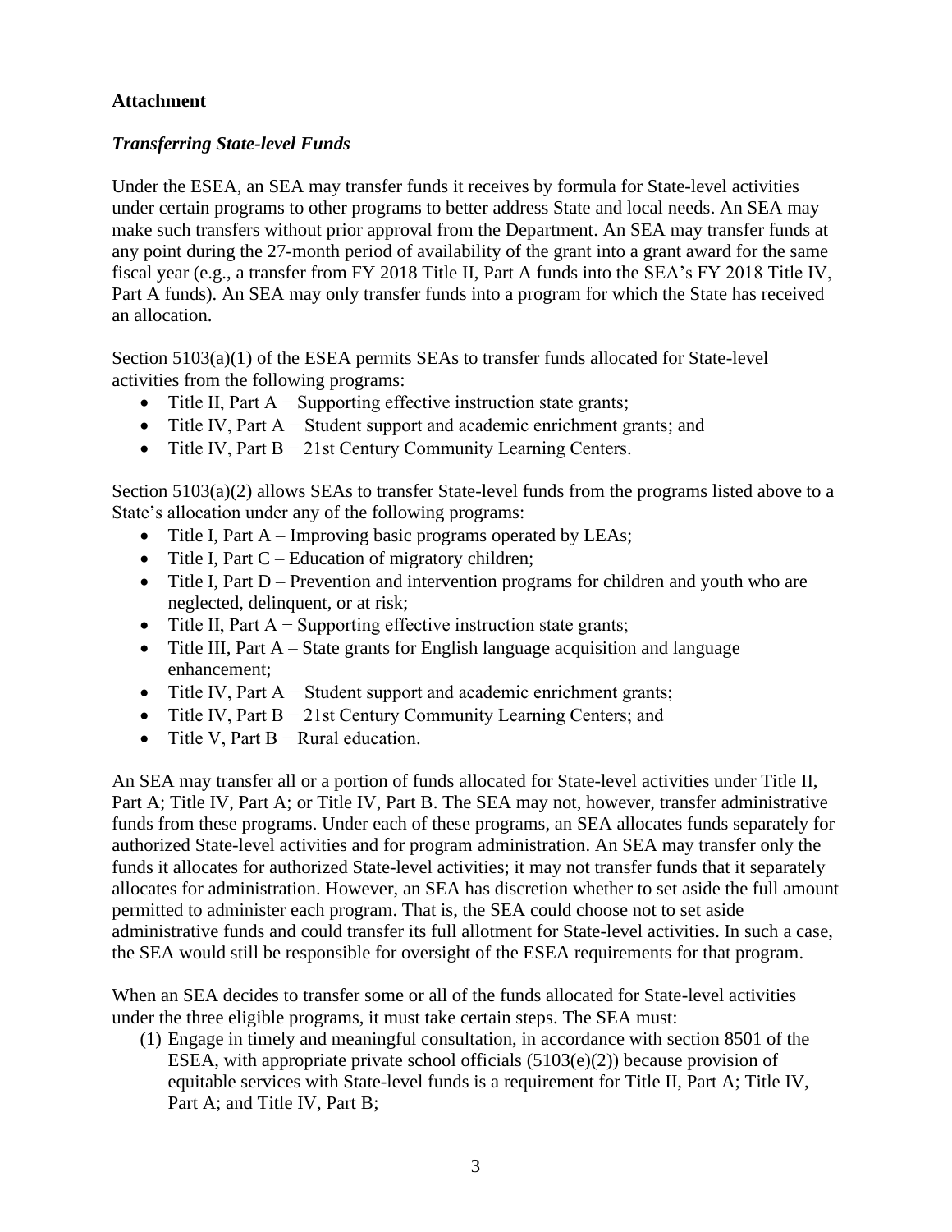**Attachment**

***Transferring State-level Funds***

Under the ESEA, an SEA may transfer funds it receives by formula for State-level activities under certain programs to other programs to better address State and local needs. An SEA may make such transfers without prior approval from the Department. An SEA may transfer funds at any point during the 27-month period of availability of the grant into a grant award for the same fiscal year (e.g., a transfer from FY 2018 Title II, Part A funds into the SEA's FY 2018 Title IV, Part A funds). An SEA may only transfer funds into a program for which the State has received an allocation.

Section 5103(a)(1) of the ESEA permits SEAs to transfer funds allocated for State-level activities from the following programs:

- Title II, Part A − Supporting effective instruction state grants;
- Title IV, Part A − Student support and academic enrichment grants; and
- Title IV, Part B − 21st Century Community Learning Centers.

Section 5103(a)(2) allows SEAs to transfer State-level funds from the programs listed above to a State's allocation under any of the following programs:

- Title I, Part A – Improving basic programs operated by LEAs;
- Title I, Part C – Education of migratory children;
- Title I, Part D – Prevention and intervention programs for children and youth who are neglected, delinquent, or at risk;
- Title II, Part A − Supporting effective instruction state grants;
- Title III, Part A – State grants for English language acquisition and language enhancement;
- Title IV, Part A − Student support and academic enrichment grants;
- Title IV, Part B − 21st Century Community Learning Centers; and
- Title V, Part B − Rural education.

An SEA may transfer all or a portion of funds allocated for State-level activities under Title II, Part A; Title IV, Part A; or Title IV, Part B. The SEA may not, however, transfer administrative funds from these programs. Under each of these programs, an SEA allocates funds separately for authorized State-level activities and for program administration. An SEA may transfer only the funds it allocates for authorized State-level activities; it may not transfer funds that it separately allocates for administration. However, an SEA has discretion whether to set aside the full amount permitted to administer each program. That is, the SEA could choose not to set aside administrative funds and could transfer its full allotment for State-level activities. In such a case, the SEA would still be responsible for oversight of the ESEA requirements for that program.

When an SEA decides to transfer some or all of the funds allocated for State-level activities under the three eligible programs, it must take certain steps. The SEA must:

(1) Engage in timely and meaningful consultation, in accordance with section 8501 of the ESEA, with appropriate private school officials (5103(e)(2)) because provision of equitable services with State-level funds is a requirement for Title II, Part A; Title IV, Part A; and Title IV, Part B;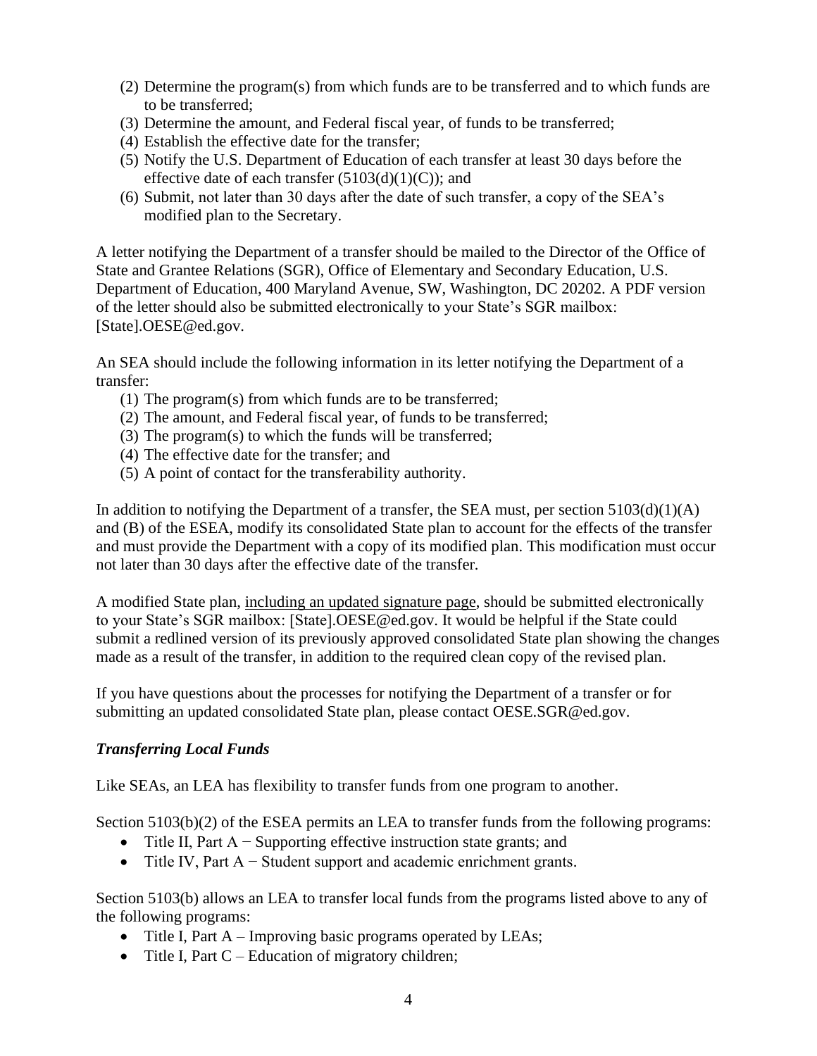(2) Determine the program(s) from which funds are to be transferred and to which funds are to be transferred;
(3) Determine the amount, and Federal fiscal year, of funds to be transferred;
(4) Establish the effective date for the transfer;
(5) Notify the U.S. Department of Education of each transfer at least 30 days before the effective date of each transfer (5103(d)(1)(C)); and
(6) Submit, not later than 30 days after the date of such transfer, a copy of the SEA's modified plan to the Secretary.

A letter notifying the Department of a transfer should be mailed to the Director of the Office of State and Grantee Relations (SGR), Office of Elementary and Secondary Education, U.S. Department of Education, 400 Maryland Avenue, SW, Washington, DC 20202. A PDF version of the letter should also be submitted electronically to your State's SGR mailbox: [State].OESE@ed.gov.

An SEA should include the following information in its letter notifying the Department of a transfer:

(1) The program(s) from which funds are to be transferred;
(2) The amount, and Federal fiscal year, of funds to be transferred;
(3) The program(s) to which the funds will be transferred;
(4) The effective date for the transfer; and
(5) A point of contact for the transferability authority.

In addition to notifying the Department of a transfer, the SEA must, per section 5103(d)(1)(A) and (B) of the ESEA, modify its consolidated State plan to account for the effects of the transfer and must provide the Department with a copy of its modified plan. This modification must occur not later than 30 days after the effective date of the transfer.

A modified State plan, <u>including an updated signature page</u>, should be submitted electronically to your State's SGR mailbox: [State].OESE@ed.gov. It would be helpful if the State could submit a redlined version of its previously approved consolidated State plan showing the changes made as a result of the transfer, in addition to the required clean copy of the revised plan.

If you have questions about the processes for notifying the Department of a transfer or for submitting an updated consolidated State plan, please contact OESE.SGR@ed.gov.

***Transferring Local Funds***

Like SEAs, an LEA has flexibility to transfer funds from one program to another.

Section 5103(b)(2) of the ESEA permits an LEA to transfer funds from the following programs:

- Title II, Part A − Supporting effective instruction state grants; and
- Title IV, Part A − Student support and academic enrichment grants.

Section 5103(b) allows an LEA to transfer local funds from the programs listed above to any of the following programs:

- Title I, Part A – Improving basic programs operated by LEAs;
- Title I, Part C – Education of migratory children;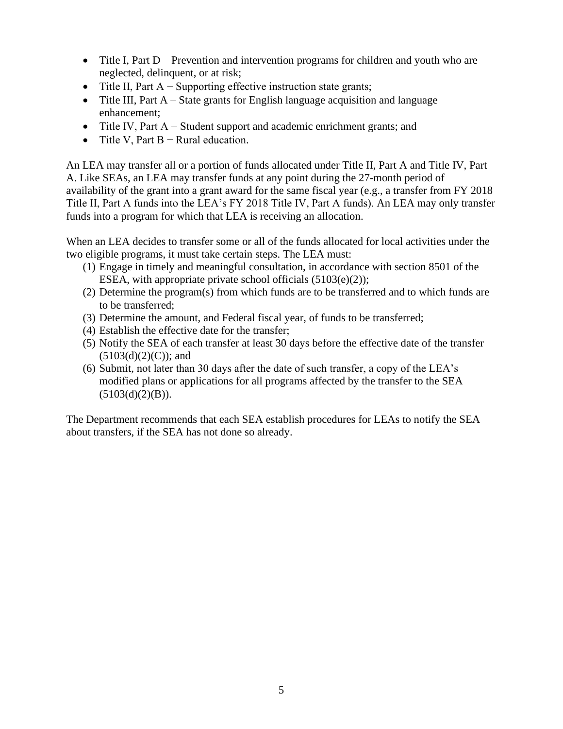- Title I, Part D – Prevention and intervention programs for children and youth who are neglected, delinquent, or at risk;
- Title II, Part A − Supporting effective instruction state grants;
- Title III, Part A – State grants for English language acquisition and language enhancement;
- Title IV, Part A − Student support and academic enrichment grants; and
- Title V, Part B − Rural education.

An LEA may transfer all or a portion of funds allocated under Title II, Part A and Title IV, Part A. Like SEAs, an LEA may transfer funds at any point during the 27-month period of availability of the grant into a grant award for the same fiscal year (e.g., a transfer from FY 2018 Title II, Part A funds into the LEA's FY 2018 Title IV, Part A funds). An LEA may only transfer funds into a program for which that LEA is receiving an allocation.

When an LEA decides to transfer some or all of the funds allocated for local activities under the two eligible programs, it must take certain steps. The LEA must:

1. Engage in timely and meaningful consultation, in accordance with section 8501 of the ESEA, with appropriate private school officials (5103(e)(2));
2. Determine the program(s) from which funds are to be transferred and to which funds are to be transferred;
3. Determine the amount, and Federal fiscal year, of funds to be transferred;
4. Establish the effective date for the transfer;
5. Notify the SEA of each transfer at least 30 days before the effective date of the transfer (5103(d)(2)(C)); and
6. Submit, not later than 30 days after the date of such transfer, a copy of the LEA's modified plans or applications for all programs affected by the transfer to the SEA (5103(d)(2)(B)).

The Department recommends that each SEA establish procedures for LEAs to notify the SEA about transfers, if the SEA has not done so already.